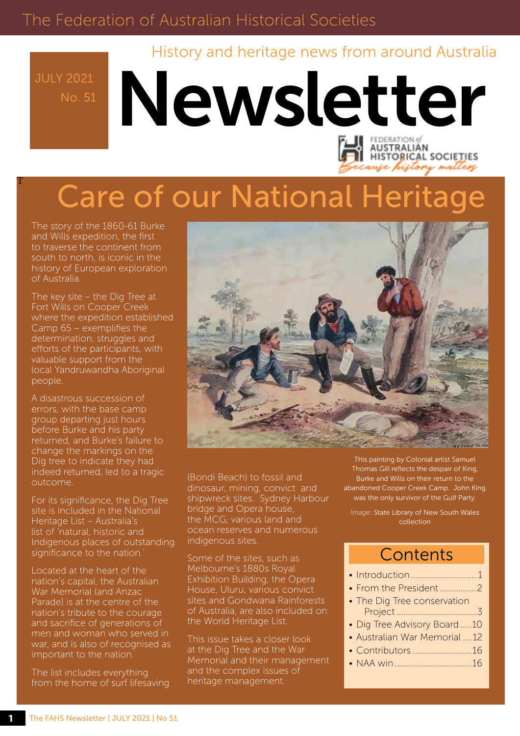The Federation of Australian Historical Societies

History and heritage news from around Australia

JULY 2021
No. 51

# Newsletter

FEDERATION of AUSTRALIAN HISTORICAL SOCIETIES
Because history matters

## Care of our National Heritage

The story of the 1860-61 Burke and Wills expedition, the first to traverse the continent from south to north, is iconic in the history of European exploration of Australia.

The key site – the Dig Tree at Fort Wills on Cooper Creek where the expedition established Camp 65 – exemplifies the determination, struggles and efforts of the participants, with valuable support from the local Yandruwandha Aboriginal people.

A disastrous succession of errors, with the base camp group departing just hours before Burke and his party returned, and Burke's failure to change the markings on the Dig tree to indicate they had indeed returned, led to a tragic outcome.

For its significance, the Dig Tree site is included in the National Heritage List – Australia's list of 'natural, historic and Indigenous places of outstanding significance to the nation.'

Located at the heart of the nation's capital, the Australian War Memorial (and Anzac Parade) is at the centre of the nation's tribute to the courage and sacrifice of generations of men and woman who served in war, and is also of recognised as important to the nation.

The list includes everything from the home of surf lifesaving (Bondi Beach) to fossil and dinosaur, mining, convict and shipwreck sites. Sydney Harbour bridge and Opera house, the MCG, various land and ocean reserves and numerous indigenous sites.

Some of the sites, such as Melbourne's 1880s Royal Exhibition Building, the Opera House, Uluru, various convict sites and Gondwana Rainforests of Australia, are also included on the World Heritage List.

This issue takes a closer look at the Dig Tree and the War Memorial and their management and the complex issues of heritage management.

This painting by Colonial artist Samuel Thomas Gill reflects the despair of King, Burke and Wills on their return to the abandoned Cooper Creek Camp. John King was the only survivor of the Gulf Party.

*Image*: State Library of New South Wales collection

### Contents

- Introduction .......... 1
- From the President .......... 2
- The Dig Tree conservation Project .......... 3
- Dig Tree Advisory Board .......... 10
- Australian War Memorial .......... 12
- Contributors .......... 16
- NAA win .......... 16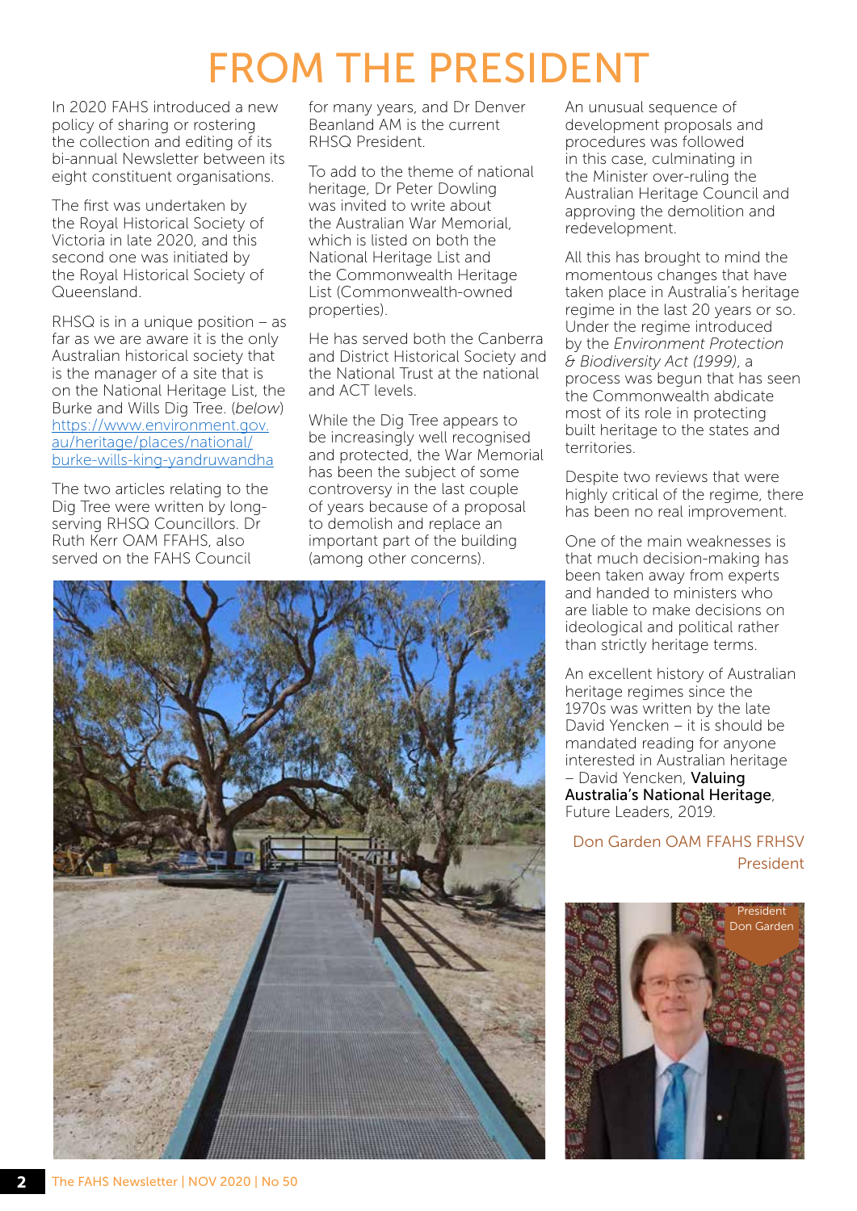# FROM THE PRESIDENT

In 2020 FAHS introduced a new policy of sharing or rostering the collection and editing of its bi-annual Newsletter between its eight constituent organisations.

The first was undertaken by the Royal Historical Society of Victoria in late 2020, and this second one was initiated by the Royal Historical Society of Queensland.

RHSQ is in a unique position – as far as we are aware it is the only Australian historical society that is the manager of a site that is on the National Heritage List, the Burke and Wills Dig Tree. (*below*) https://www.environment.gov.au/heritage/places/national/burke-wills-king-yandruwandha

The two articles relating to the Dig Tree were written by long-serving RHSQ Councillors. Dr Ruth Kerr OAM FFAHS, also served on the FAHS Council for many years, and Dr Denver Beanland AM is the current RHSQ President.

To add to the theme of national heritage, Dr Peter Dowling was invited to write about the Australian War Memorial, which is listed on both the National Heritage List and the Commonwealth Heritage List (Commonwealth-owned properties).

He has served both the Canberra and District Historical Society and the National Trust at the national and ACT levels.

While the Dig Tree appears to be increasingly well recognised and protected, the War Memorial has been the subject of some controversy in the last couple of years because of a proposal to demolish and replace an important part of the building (among other concerns).

An unusual sequence of development proposals and procedures was followed in this case, culminating in the Minister over-ruling the Australian Heritage Council and approving the demolition and redevelopment.

All this has brought to mind the momentous changes that have taken place in Australia's heritage regime in the last 20 years or so. Under the regime introduced by the *Environment Protection & Biodiversity Act (1999)*, a process was begun that has seen the Commonwealth abdicate most of its role in protecting built heritage to the states and territories.

Despite two reviews that were highly critical of the regime, there has been no real improvement.

One of the main weaknesses is that much decision-making has been taken away from experts and handed to ministers who are liable to make decisions on ideological and political rather than strictly heritage terms.

An excellent history of Australian heritage regimes since the 1970s was written by the late David Yencken – it is should be mandated reading for anyone interested in Australian heritage – David Yencken, **Valuing Australia's National Heritage**, Future Leaders, 2019.

Don Garden OAM FFAHS FRHSV
President

President Don Garden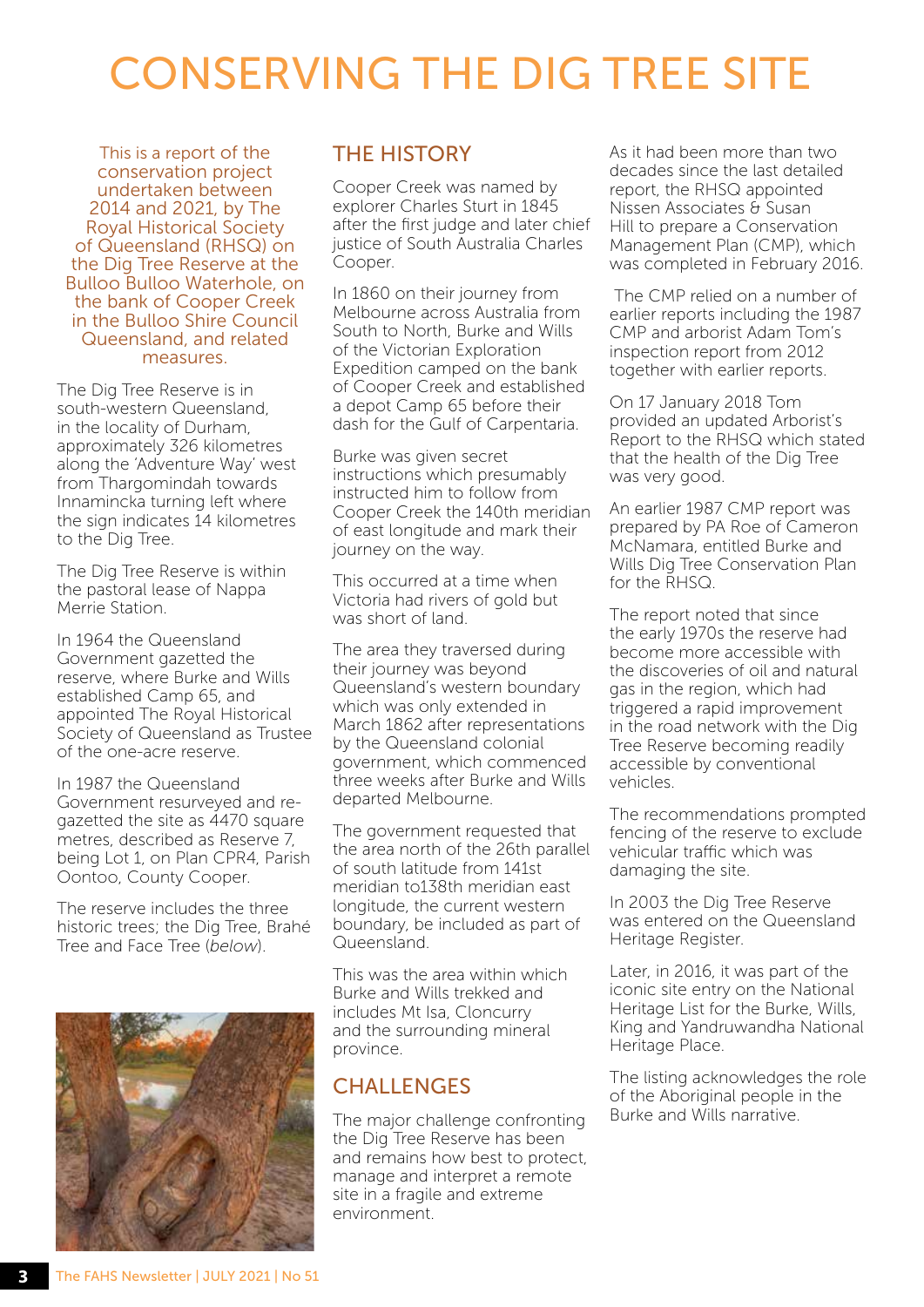# CONSERVING THE DIG TREE SITE

This is a report of the conservation project undertaken between 2014 and 2021, by The Royal Historical Society of Queensland (RHSQ) on the Dig Tree Reserve at the Bulloo Bulloo Waterhole, on the bank of Cooper Creek in the Bulloo Shire Council Queensland, and related measures.

The Dig Tree Reserve is in south-western Queensland, in the locality of Durham, approximately 326 kilometres along the 'Adventure Way' west from Thargomindah towards Innamincka turning left where the sign indicates 14 kilometres to the Dig Tree.

The Dig Tree Reserve is within the pastoral lease of Nappa Merrie Station.

In 1964 the Queensland Government gazetted the reserve, where Burke and Wills established Camp 65, and appointed The Royal Historical Society of Queensland as Trustee of the one-acre reserve.

In 1987 the Queensland Government resurveyed and re-gazetted the site as 4470 square metres, described as Reserve 7, being Lot 1, on Plan CPR4, Parish Oontoo, County Cooper.

The reserve includes the three historic trees; the Dig Tree, Brahé Tree and Face Tree (*below*).

## THE HISTORY

Cooper Creek was named by explorer Charles Sturt in 1845 after the first judge and later chief justice of South Australia Charles Cooper.

In 1860 on their journey from Melbourne across Australia from South to North, Burke and Wills of the Victorian Exploration Expedition camped on the bank of Cooper Creek and established a depot Camp 65 before their dash for the Gulf of Carpentaria.

Burke was given secret instructions which presumably instructed him to follow from Cooper Creek the 140th meridian of east longitude and mark their journey on the way.

This occurred at a time when Victoria had rivers of gold but was short of land.

The area they traversed during their journey was beyond Queensland's western boundary which was only extended in March 1862 after representations by the Queensland colonial government, which commenced three weeks after Burke and Wills departed Melbourne.

The government requested that the area north of the 26th parallel of south latitude from 141st meridian to138th meridian east longitude, the current western boundary, be included as part of Queensland.

This was the area within which Burke and Wills trekked and includes Mt Isa, Cloncurry and the surrounding mineral province.

## CHALLENGES

The major challenge confronting the Dig Tree Reserve has been and remains how best to protect, manage and interpret a remote site in a fragile and extreme environment.

As it had been more than two decades since the last detailed report, the RHSQ appointed Nissen Associates & Susan Hill to prepare a Conservation Management Plan (CMP), which was completed in February 2016.

The CMP relied on a number of earlier reports including the 1987 CMP and arborist Adam Tom's inspection report from 2012 together with earlier reports.

On 17 January 2018 Tom provided an updated Arborist's Report to the RHSQ which stated that the health of the Dig Tree was very good.

An earlier 1987 CMP report was prepared by PA Roe of Cameron McNamara, entitled Burke and Wills Dig Tree Conservation Plan for the RHSQ.

The report noted that since the early 1970s the reserve had become more accessible with the discoveries of oil and natural gas in the region, which had triggered a rapid improvement in the road network with the Dig Tree Reserve becoming readily accessible by conventional vehicles.

The recommendations prompted fencing of the reserve to exclude vehicular traffic which was damaging the site.

In 2003 the Dig Tree Reserve was entered on the Queensland Heritage Register.

Later, in 2016, it was part of the iconic site entry on the National Heritage List for the Burke, Wills, King and Yandruwandha National Heritage Place.

The listing acknowledges the role of the Aboriginal people in the Burke and Wills narrative.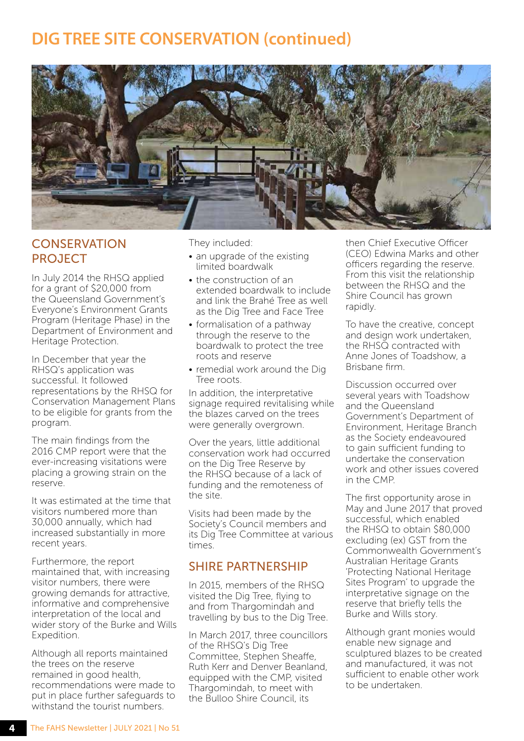# DIG TREE SITE CONSERVATION (continued)

## CONSERVATION PROJECT

In July 2014 the RHSQ applied for a grant of $20,000 from the Queensland Government's Everyone's Environment Grants Program (Heritage Phase) in the Department of Environment and Heritage Protection.

In December that year the RHSQ's application was successful. It followed representations by the RHSQ for Conservation Management Plans to be eligible for grants from the program.

The main findings from the 2016 CMP report were that the ever-increasing visitations were placing a growing strain on the reserve.

It was estimated at the time that visitors numbered more than 30,000 annually, which had increased substantially in more recent years.

Furthermore, the report maintained that, with increasing visitor numbers, there were growing demands for attractive, informative and comprehensive interpretation of the local and wider story of the Burke and Wills Expedition.

Although all reports maintained the trees on the reserve remained in good health, recommendations were made to put in place further safeguards to withstand the tourist numbers.

They included:

- an upgrade of the existing limited boardwalk
- the construction of an extended boardwalk to include and link the Brahé Tree as well as the Dig Tree and Face Tree
- formalisation of a pathway through the reserve to the boardwalk to protect the tree roots and reserve
- remedial work around the Dig Tree roots.

In addition, the interpretative signage required revitalising while the blazes carved on the trees were generally overgrown.

Over the years, little additional conservation work had occurred on the Dig Tree Reserve by the RHSQ because of a lack of funding and the remoteness of the site.

Visits had been made by the Society's Council members and its Dig Tree Committee at various times.

## SHIRE PARTNERSHIP

In 2015, members of the RHSQ visited the Dig Tree, flying to and from Thargomindah and travelling by bus to the Dig Tree.

In March 2017, three councillors of the RHSQ's Dig Tree Committee, Stephen Sheaffe, Ruth Kerr and Denver Beanland, equipped with the CMP, visited Thargomindah, to meet with the Bulloo Shire Council, its then Chief Executive Officer (CEO) Edwina Marks and other officers regarding the reserve. From this visit the relationship between the RHSQ and the Shire Council has grown rapidly.

To have the creative, concept and design work undertaken, the RHSQ contracted with Anne Jones of Toadshow, a Brisbane firm.

Discussion occurred over several years with Toadshow and the Queensland Government's Department of Environment, Heritage Branch as the Society endeavoured to gain sufficient funding to undertake the conservation work and other issues covered in the CMP.

The first opportunity arose in May and June 2017 that proved successful, which enabled the RHSQ to obtain $80,000 excluding (ex) GST from the Commonwealth Government's Australian Heritage Grants 'Protecting National Heritage Sites Program' to upgrade the interpretative signage on the reserve that briefly tells the Burke and Wills story.

Although grant monies would enable new signage and sculptured blazes to be created and manufactured, it was not sufficient to enable other work to be undertaken.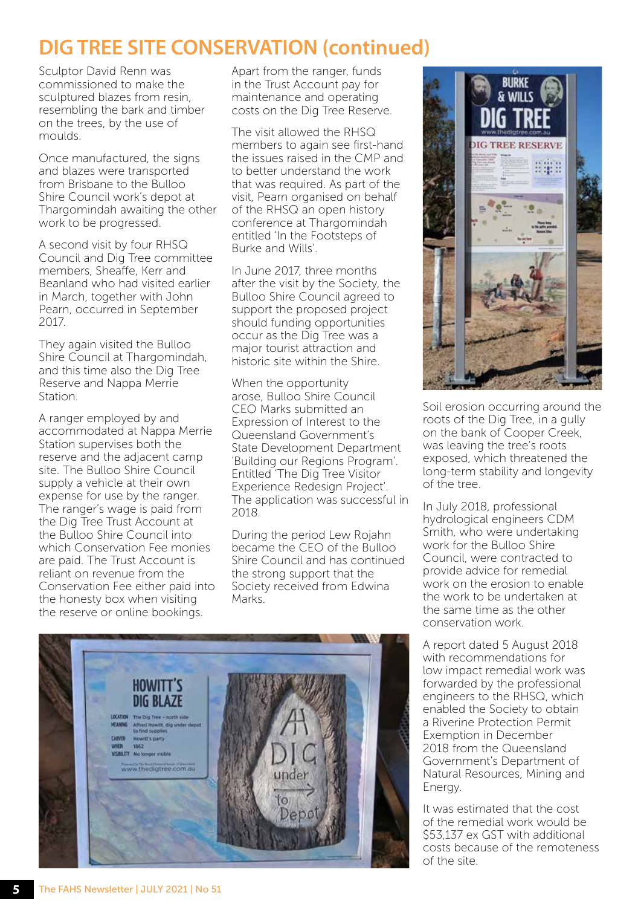# DIG TREE SITE CONSERVATION (continued)

Sculptor David Renn was commissioned to make the sculptured blazes from resin, resembling the bark and timber on the trees, by the use of moulds.

Once manufactured, the signs and blazes were transported from Brisbane to the Bulloo Shire Council work's depot at Thargomindah awaiting the other work to be progressed.

A second visit by four RHSQ Council and Dig Tree committee members, Sheaffe, Kerr and Beanland who had visited earlier in March, together with John Pearn, occurred in September 2017.

They again visited the Bulloo Shire Council at Thargomindah, and this time also the Dig Tree Reserve and Nappa Merrie Station.

A ranger employed by and accommodated at Nappa Merrie Station supervises both the reserve and the adjacent camp site. The Bulloo Shire Council supply a vehicle at their own expense for use by the ranger. The ranger's wage is paid from the Dig Tree Trust Account at the Bulloo Shire Council into which Conservation Fee monies are paid. The Trust Account is reliant on revenue from the Conservation Fee either paid into the honesty box when visiting the reserve or online bookings.

Apart from the ranger, funds in the Trust Account pay for maintenance and operating costs on the Dig Tree Reserve.

The visit allowed the RHSQ members to again see first-hand the issues raised in the CMP and to better understand the work that was required. As part of the visit, Pearn organised on behalf of the RHSQ an open history conference at Thargomindah entitled 'In the Footsteps of Burke and Wills'.

In June 2017, three months after the visit by the Society, the Bulloo Shire Council agreed to support the proposed project should funding opportunities occur as the Dig Tree was a major tourist attraction and historic site within the Shire.

When the opportunity arose, Bulloo Shire Council CEO Marks submitted an Expression of Interest to the Queensland Government's State Development Department 'Building our Regions Program'. Entitled 'The Dig Tree Visitor Experience Redesign Project'. The application was successful in 2018.

During the period Lew Rojahn became the CEO of the Bulloo Shire Council and has continued the strong support that the Society received from Edwina Marks.

Soil erosion occurring around the roots of the Dig Tree, in a gully on the bank of Cooper Creek, was leaving the tree's roots exposed, which threatened the long-term stability and longevity of the tree.

In July 2018, professional hydrological engineers CDM Smith, who were undertaking work for the Bulloo Shire Council, were contracted to provide advice for remedial work on the erosion to enable the work to be undertaken at the same time as the other conservation work.

A report dated 5 August 2018 with recommendations for low impact remedial work was forwarded by the professional engineers to the RHSQ, which enabled the Society to obtain a Riverine Protection Permit Exemption in December 2018 from the Queensland Government's Department of Natural Resources, Mining and Energy.

It was estimated that the cost of the remedial work would be $53,137 ex GST with additional costs because of the remoteness of the site.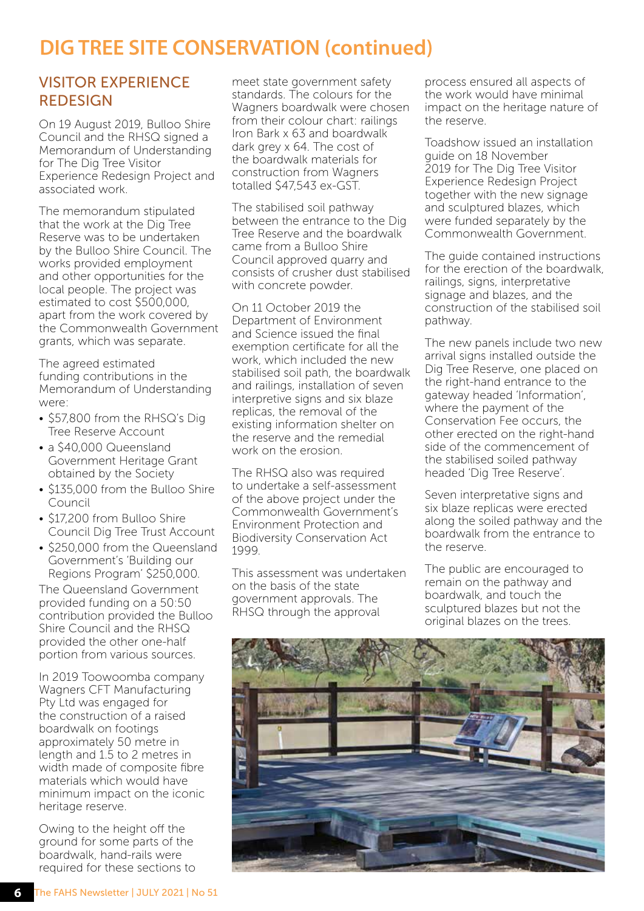# DIG TREE SITE CONSERVATION (continued)

## VISITOR EXPERIENCE REDESIGN

On 19 August 2019, Bulloo Shire Council and the RHSQ signed a Memorandum of Understanding for The Dig Tree Visitor Experience Redesign Project and associated work.

The memorandum stipulated that the work at the Dig Tree Reserve was to be undertaken by the Bulloo Shire Council. The works provided employment and other opportunities for the local people. The project was estimated to cost $500,000, apart from the work covered by the Commonwealth Government grants, which was separate.

The agreed estimated funding contributions in the Memorandum of Understanding were:

- $57,800 from the RHSQ's Dig Tree Reserve Account
- a $40,000 Queensland Government Heritage Grant obtained by the Society
- $135,000 from the Bulloo Shire Council
- $17,200 from Bulloo Shire Council Dig Tree Trust Account
- $250,000 from the Queensland Government's 'Building our Regions Program' $250,000.

The Queensland Government provided funding on a 50:50 contribution provided the Bulloo Shire Council and the RHSQ provided the other one-half portion from various sources.

In 2019 Toowoomba company Wagners CFT Manufacturing Pty Ltd was engaged for the construction of a raised boardwalk on footings approximately 50 metre in length and 1.5 to 2 metres in width made of composite fibre materials which would have minimum impact on the iconic heritage reserve.

Owing to the height off the ground for some parts of the boardwalk, hand-rails were required for these sections to meet state government safety standards. The colours for the Wagners boardwalk were chosen from their colour chart: railings Iron Bark x 63 and boardwalk dark grey x 64. The cost of the boardwalk materials for construction from Wagners totalled $47,543 ex-GST.

The stabilised soil pathway between the entrance to the Dig Tree Reserve and the boardwalk came from a Bulloo Shire Council approved quarry and consists of crusher dust stabilised with concrete powder.

On 11 October 2019 the Department of Environment and Science issued the final exemption certificate for all the work, which included the new stabilised soil path, the boardwalk and railings, installation of seven interpretive signs and six blaze replicas, the removal of the existing information shelter on the reserve and the remedial work on the erosion.

The RHSQ also was required to undertake a self-assessment of the above project under the Commonwealth Government's Environment Protection and Biodiversity Conservation Act 1999.

This assessment was undertaken on the basis of the state government approvals. The RHSQ through the approval process ensured all aspects of the work would have minimal impact on the heritage nature of the reserve.

Toadshow issued an installation guide on 18 November 2019 for The Dig Tree Visitor Experience Redesign Project together with the new signage and sculptured blazes, which were funded separately by the Commonwealth Government.

The guide contained instructions for the erection of the boardwalk, railings, signs, interpretative signage and blazes, and the construction of the stabilised soil pathway.

The new panels include two new arrival signs installed outside the Dig Tree Reserve, one placed on the right-hand entrance to the gateway headed 'Information', where the payment of the Conservation Fee occurs, the other erected on the right-hand side of the commencement of the stabilised soiled pathway headed 'Dig Tree Reserve'.

Seven interpretative signs and six blaze replicas were erected along the soiled pathway and the boardwalk from the entrance to the reserve.

The public are encouraged to remain on the pathway and boardwalk, and touch the sculptured blazes but not the original blazes on the trees.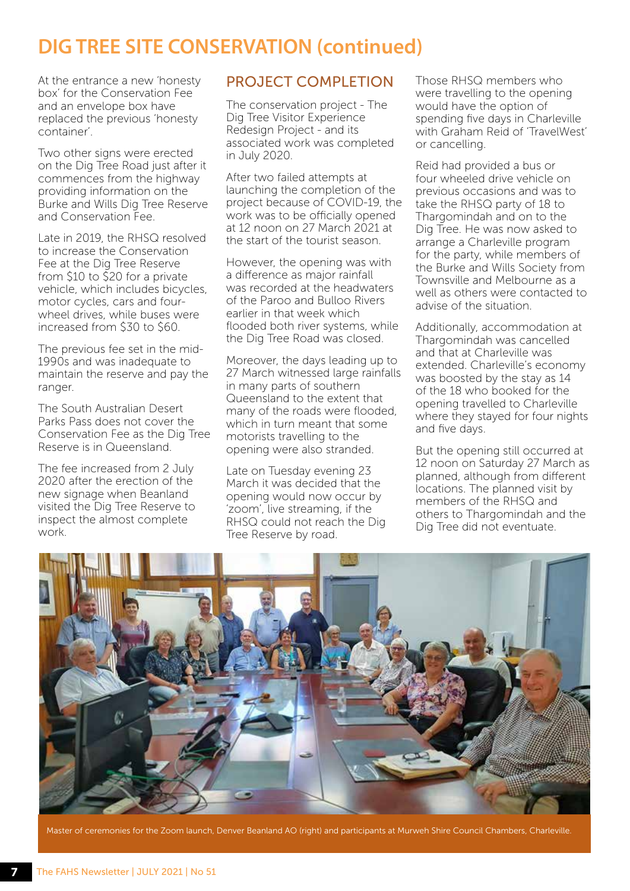# DIG TREE SITE CONSERVATION (continued)

At the entrance a new 'honesty box' for the Conservation Fee and an envelope box have replaced the previous 'honesty container'.

Two other signs were erected on the Dig Tree Road just after it commences from the highway providing information on the Burke and Wills Dig Tree Reserve and Conservation Fee.

Late in 2019, the RHSQ resolved to increase the Conservation Fee at the Dig Tree Reserve from \$10 to \$20 for a private vehicle, which includes bicycles, motor cycles, cars and four-wheel drives, while buses were increased from \$30 to \$60.

The previous fee set in the mid-1990s and was inadequate to maintain the reserve and pay the ranger.

The South Australian Desert Parks Pass does not cover the Conservation Fee as the Dig Tree Reserve is in Queensland.

The fee increased from 2 July 2020 after the erection of the new signage when Beanland visited the Dig Tree Reserve to inspect the almost complete work.

## PROJECT COMPLETION

The conservation project - The Dig Tree Visitor Experience Redesign Project - and its associated work was completed in July 2020.

After two failed attempts at launching the completion of the project because of COVID-19, the work was to be officially opened at 12 noon on 27 March 2021 at the start of the tourist season.

However, the opening was with a difference as major rainfall was recorded at the headwaters of the Paroo and Bulloo Rivers earlier in that week which flooded both river systems, while the Dig Tree Road was closed.

Moreover, the days leading up to 27 March witnessed large rainfalls in many parts of southern Queensland to the extent that many of the roads were flooded, which in turn meant that some motorists travelling to the opening were also stranded.

Late on Tuesday evening 23 March it was decided that the opening would now occur by 'zoom', live streaming, if the RHSQ could not reach the Dig Tree Reserve by road.

Those RHSQ members who were travelling to the opening would have the option of spending five days in Charleville with Graham Reid of 'TravelWest' or cancelling.

Reid had provided a bus or four wheeled drive vehicle on previous occasions and was to take the RHSQ party of 18 to Thargomindah and on to the Dig Tree. He was now asked to arrange a Charleville program for the party, while members of the Burke and Wills Society from Townsville and Melbourne as a well as others were contacted to advise of the situation.

Additionally, accommodation at Thargomindah was cancelled and that at Charleville was extended. Charleville's economy was boosted by the stay as 14 of the 18 who booked for the opening travelled to Charleville where they stayed for four nights and five days.

But the opening still occurred at 12 noon on Saturday 27 March as planned, although from different locations. The planned visit by members of the RHSQ and others to Thargomindah and the Dig Tree did not eventuate.

Master of ceremonies for the Zoom launch, Denver Beanland AO (right) and participants at Murweh Shire Council Chambers, Charleville.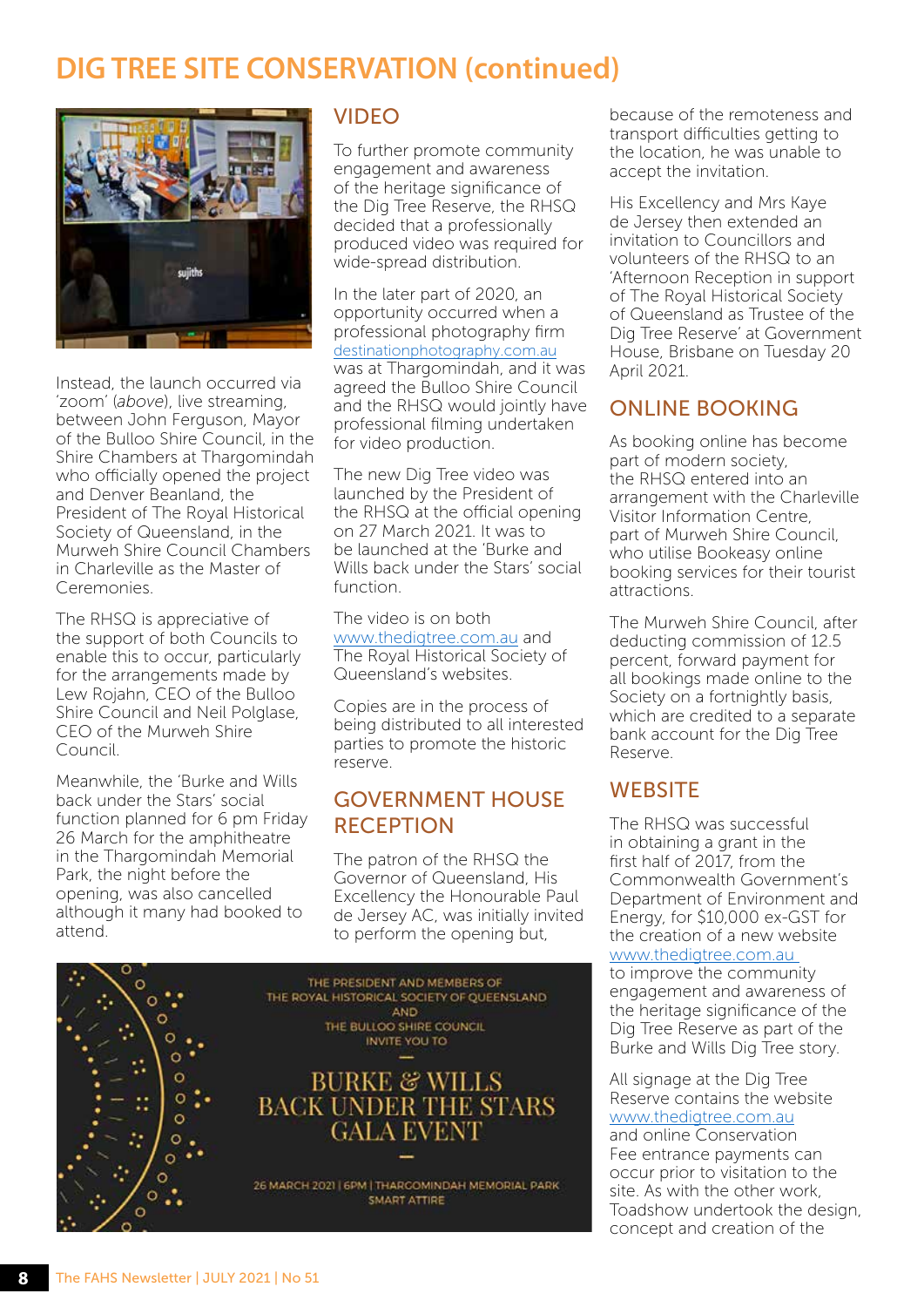# DIG TREE SITE CONSERVATION (continued)

Instead, the launch occurred via 'zoom' (*above*), live streaming, between John Ferguson, Mayor of the Bulloo Shire Council, in the Shire Chambers at Thargomindah who officially opened the project and Denver Beanland, the President of The Royal Historical Society of Queensland, in the Murweh Shire Council Chambers in Charleville as the Master of Ceremonies.

The RHSQ is appreciative of the support of both Councils to enable this to occur, particularly for the arrangements made by Lew Rojahn, CEO of the Bulloo Shire Council and Neil Polglase, CEO of the Murweh Shire Council.

Meanwhile, the 'Burke and Wills back under the Stars' social function planned for 6 pm Friday 26 March for the amphitheatre in the Thargomindah Memorial Park, the night before the opening, was also cancelled although it many had booked to attend.

## VIDEO

To further promote community engagement and awareness of the heritage significance of the Dig Tree Reserve, the RHSQ decided that a professionally produced video was required for wide-spread distribution.

In the later part of 2020, an opportunity occurred when a professional photography firm destinationphotography.com.au was at Thargomindah, and it was agreed the Bulloo Shire Council and the RHSQ would jointly have professional filming undertaken for video production.

The new Dig Tree video was launched by the President of the RHSQ at the official opening on 27 March 2021. It was to be launched at the 'Burke and Wills back under the Stars' social function.

The video is on both www.thedigtree.com.au and The Royal Historical Society of Queensland's websites.

Copies are in the process of being distributed to all interested parties to promote the historic reserve.

## GOVERNMENT HOUSE RECEPTION

The patron of the RHSQ the Governor of Queensland, His Excellency the Honourable Paul de Jersey AC, was initially invited to perform the opening but, because of the remoteness and transport difficulties getting to the location, he was unable to accept the invitation.

His Excellency and Mrs Kaye de Jersey then extended an invitation to Councillors and volunteers of the RHSQ to an 'Afternoon Reception in support of The Royal Historical Society of Queensland as Trustee of the Dig Tree Reserve' at Government House, Brisbane on Tuesday 20 April 2021.

## ONLINE BOOKING

As booking online has become part of modern society, the RHSQ entered into an arrangement with the Charleville Visitor Information Centre, part of Murweh Shire Council, who utilise Bookeasy online booking services for their tourist attractions.

The Murweh Shire Council, after deducting commission of 12.5 percent, forward payment for all bookings made online to the Society on a fortnightly basis, which are credited to a separate bank account for the Dig Tree Reserve.

## WEBSITE

The RHSQ was successful in obtaining a grant in the first half of 2017, from the Commonwealth Government's Department of Environment and Energy, for $10,000 ex-GST for the creation of a new website www.thedigtree.com.au to improve the community engagement and awareness of the heritage significance of the Dig Tree Reserve as part of the Burke and Wills Dig Tree story.

All signage at the Dig Tree Reserve contains the website www.thedigtree.com.au and online Conservation Fee entrance payments can occur prior to visitation to the site. As with the other work, Toadshow undertook the design, concept and creation of the

THE PRESIDENT AND MEMBERS OF THE ROYAL HISTORICAL SOCIETY OF QUEENSLAND AND THE BULLOO SHIRE COUNCIL INVITE YOU TO

BURKE & WILLS BACK UNDER THE STARS GALA EVENT

26 MARCH 2021 | 6PM | THARGOMINDAH MEMORIAL PARK
SMART ATTIRE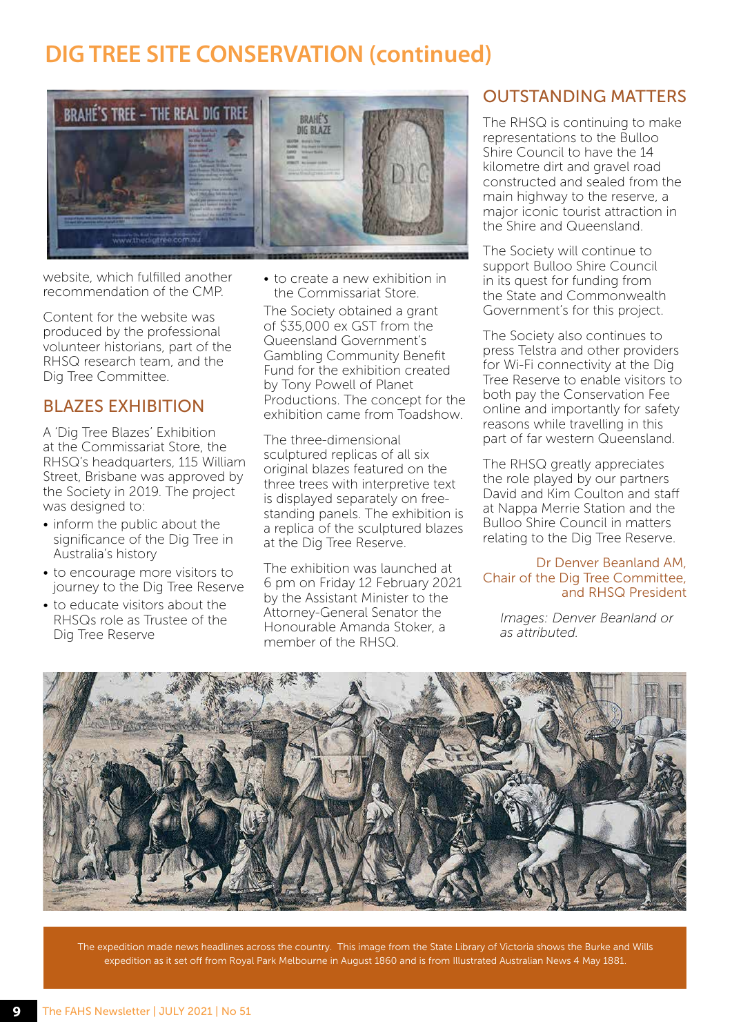# DIG TREE SITE CONSERVATION (continued)

website, which fulfilled another recommendation of the CMP.

Content for the website was produced by the professional volunteer historians, part of the RHSQ research team, and the Dig Tree Committee.

## BLAZES EXHIBITION

A 'Dig Tree Blazes' Exhibition at the Commissariat Store, the RHSQ's headquarters, 115 William Street, Brisbane was approved by the Society in 2019. The project was designed to:

- inform the public about the significance of the Dig Tree in Australia's history
- to encourage more visitors to journey to the Dig Tree Reserve
- to educate visitors about the RHSQs role as Trustee of the Dig Tree Reserve
- to create a new exhibition in the Commissariat Store.

The Society obtained a grant of $35,000 ex GST from the Queensland Government's Gambling Community Benefit Fund for the exhibition created by Tony Powell of Planet Productions. The concept for the exhibition came from Toadshow.

The three-dimensional sculptured replicas of all six original blazes featured on the three trees with interpretive text is displayed separately on free-standing panels. The exhibition is a replica of the sculptured blazes at the Dig Tree Reserve.

The exhibition was launched at 6 pm on Friday 12 February 2021 by the Assistant Minister to the Attorney-General Senator the Honourable Amanda Stoker, a member of the RHSQ.

## OUTSTANDING MATTERS

The RHSQ is continuing to make representations to the Bulloo Shire Council to have the 14 kilometre dirt and gravel road constructed and sealed from the main highway to the reserve, a major iconic tourist attraction in the Shire and Queensland.

The Society will continue to support Bulloo Shire Council in its quest for funding from the State and Commonwealth Government's for this project.

The Society also continues to press Telstra and other providers for Wi-Fi connectivity at the Dig Tree Reserve to enable visitors to both pay the Conservation Fee online and importantly for safety reasons while travelling in this part of far western Queensland.

The RHSQ greatly appreciates the role played by our partners David and Kim Coulton and staff at Nappa Merrie Station and the Bulloo Shire Council in matters relating to the Dig Tree Reserve.

Dr Denver Beanland AM, Chair of the Dig Tree Committee, and RHSQ President

*Images: Denver Beanland or as attributed.*

The expedition made news headlines across the country. This image from the State Library of Victoria shows the Burke and Wills expedition as it set off from Royal Park Melbourne in August 1860 and is from Illustrated Australian News 4 May 1881.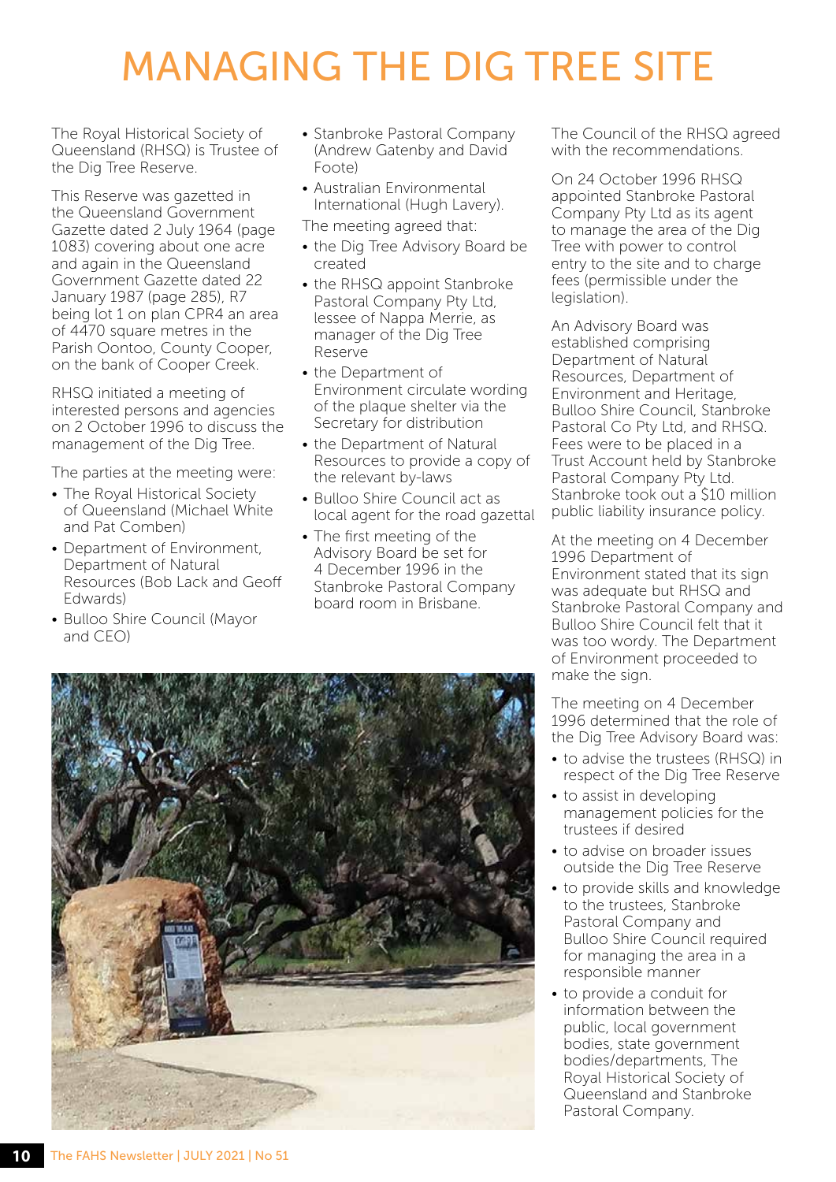# MANAGING THE DIG TREE SITE

The Royal Historical Society of Queensland (RHSQ) is Trustee of the Dig Tree Reserve.

This Reserve was gazetted in the Queensland Government Gazette dated 2 July 1964 (page 1083) covering about one acre and again in the Queensland Government Gazette dated 22 January 1987 (page 285), R7 being lot 1 on plan CPR4 an area of 4470 square metres in the Parish Oontoo, County Cooper, on the bank of Cooper Creek.

RHSQ initiated a meeting of interested persons and agencies on 2 October 1996 to discuss the management of the Dig Tree.

The parties at the meeting were:

- The Royal Historical Society of Queensland (Michael White and Pat Comben)
- Department of Environment, Department of Natural Resources (Bob Lack and Geoff Edwards)
- Bulloo Shire Council (Mayor and CEO)
- Stanbroke Pastoral Company (Andrew Gatenby and David Foote)
- Australian Environmental International (Hugh Lavery).

The meeting agreed that:

- the Dig Tree Advisory Board be created
- the RHSQ appoint Stanbroke Pastoral Company Pty Ltd, lessee of Nappa Merrie, as manager of the Dig Tree Reserve
- the Department of Environment circulate wording of the plaque shelter via the Secretary for distribution
- the Department of Natural Resources to provide a copy of the relevant by-laws
- Bulloo Shire Council act as local agent for the road gazettal
- The first meeting of the Advisory Board be set for 4 December 1996 in the Stanbroke Pastoral Company board room in Brisbane.

The Council of the RHSQ agreed with the recommendations.

On 24 October 1996 RHSQ appointed Stanbroke Pastoral Company Pty Ltd as its agent to manage the area of the Dig Tree with power to control entry to the site and to charge fees (permissible under the legislation).

An Advisory Board was established comprising Department of Natural Resources, Department of Environment and Heritage, Bulloo Shire Council, Stanbroke Pastoral Co Pty Ltd, and RHSQ. Fees were to be placed in a Trust Account held by Stanbroke Pastoral Company Pty Ltd. Stanbroke took out a $10 million public liability insurance policy.

At the meeting on 4 December 1996 Department of Environment stated that its sign was adequate but RHSQ and Stanbroke Pastoral Company and Bulloo Shire Council felt that it was too wordy. The Department of Environment proceeded to make the sign.

The meeting on 4 December 1996 determined that the role of the Dig Tree Advisory Board was:

- to advise the trustees (RHSQ) in respect of the Dig Tree Reserve
- to assist in developing management policies for the trustees if desired
- to advise on broader issues outside the Dig Tree Reserve
- to provide skills and knowledge to the trustees, Stanbroke Pastoral Company and Bulloo Shire Council required for managing the area in a responsible manner
- to provide a conduit for information between the public, local government bodies, state government bodies/departments, The Royal Historical Society of Queensland and Stanbroke Pastoral Company.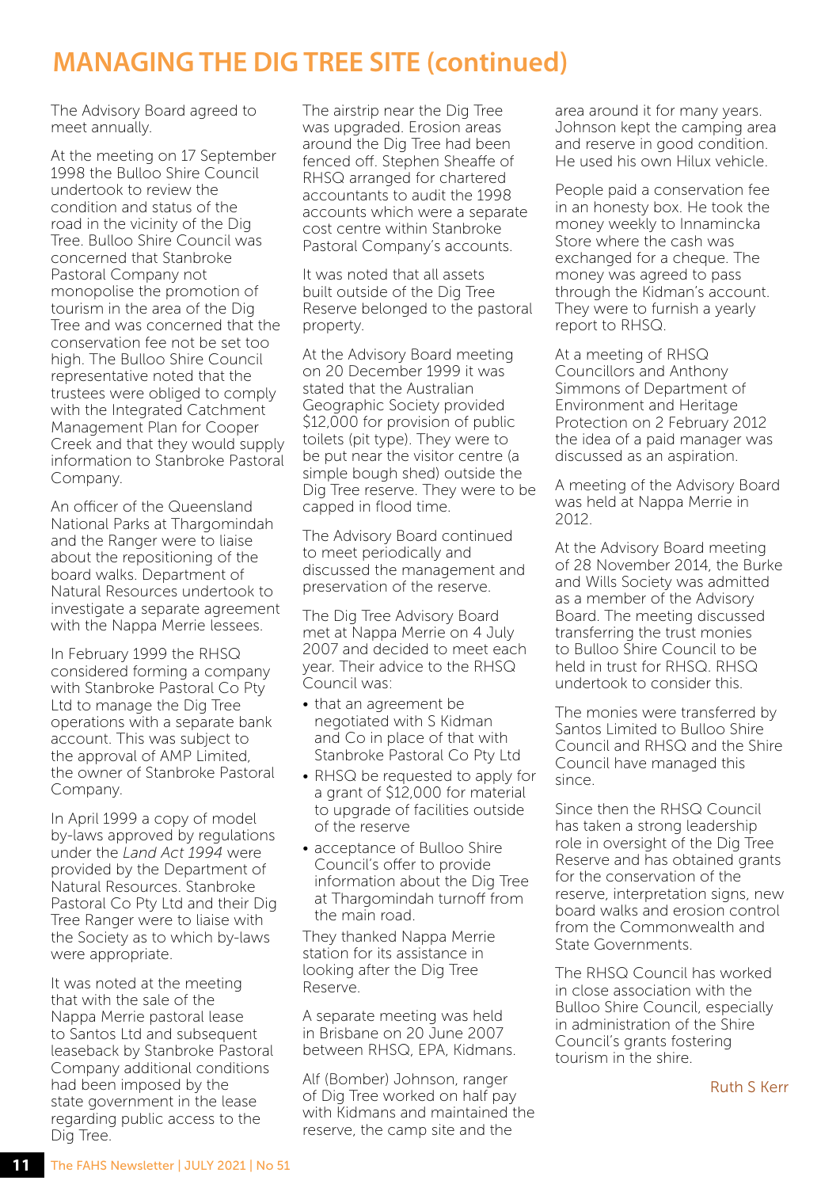# MANAGING THE DIG TREE SITE (continued)

The Advisory Board agreed to meet annually.

At the meeting on 17 September 1998 the Bulloo Shire Council undertook to review the condition and status of the road in the vicinity of the Dig Tree. Bulloo Shire Council was concerned that Stanbroke Pastoral Company not monopolise the promotion of tourism in the area of the Dig Tree and was concerned that the conservation fee not be set too high. The Bulloo Shire Council representative noted that the trustees were obliged to comply with the Integrated Catchment Management Plan for Cooper Creek and that they would supply information to Stanbroke Pastoral Company.

An officer of the Queensland National Parks at Thargomindah and the Ranger were to liaise about the repositioning of the board walks. Department of Natural Resources undertook to investigate a separate agreement with the Nappa Merrie lessees.

In February 1999 the RHSQ considered forming a company with Stanbroke Pastoral Co Pty Ltd to manage the Dig Tree operations with a separate bank account. This was subject to the approval of AMP Limited, the owner of Stanbroke Pastoral Company.

In April 1999 a copy of model by-laws approved by regulations under the *Land Act 1994* were provided by the Department of Natural Resources. Stanbroke Pastoral Co Pty Ltd and their Dig Tree Ranger were to liaise with the Society as to which by-laws were appropriate.

It was noted at the meeting that with the sale of the Nappa Merrie pastoral lease to Santos Ltd and subsequent leaseback by Stanbroke Pastoral Company additional conditions had been imposed by the state government in the lease regarding public access to the Dig Tree.

The airstrip near the Dig Tree was upgraded. Erosion areas around the Dig Tree had been fenced off. Stephen Sheaffe of RHSQ arranged for chartered accountants to audit the 1998 accounts which were a separate cost centre within Stanbroke Pastoral Company's accounts.

It was noted that all assets built outside of the Dig Tree Reserve belonged to the pastoral property.

At the Advisory Board meeting on 20 December 1999 it was stated that the Australian Geographic Society provided $12,000 for provision of public toilets (pit type). They were to be put near the visitor centre (a simple bough shed) outside the Dig Tree reserve. They were to be capped in flood time.

The Advisory Board continued to meet periodically and discussed the management and preservation of the reserve.

The Dig Tree Advisory Board met at Nappa Merrie on 4 July 2007 and decided to meet each year. Their advice to the RHSQ Council was:

- that an agreement be negotiated with S Kidman and Co in place of that with Stanbroke Pastoral Co Pty Ltd
- RHSQ be requested to apply for a grant of $12,000 for material to upgrade of facilities outside of the reserve
- acceptance of Bulloo Shire Council's offer to provide information about the Dig Tree at Thargomindah turnoff from the main road.

They thanked Nappa Merrie station for its assistance in looking after the Dig Tree Reserve.

A separate meeting was held in Brisbane on 20 June 2007 between RHSQ, EPA, Kidmans.

Alf (Bomber) Johnson, ranger of Dig Tree worked on half pay with Kidmans and maintained the reserve, the camp site and the area around it for many years. Johnson kept the camping area and reserve in good condition. He used his own Hilux vehicle.

People paid a conservation fee in an honesty box. He took the money weekly to Innamincka Store where the cash was exchanged for a cheque. The money was agreed to pass through the Kidman's account. They were to furnish a yearly report to RHSQ.

At a meeting of RHSQ Councillors and Anthony Simmons of Department of Environment and Heritage Protection on 2 February 2012 the idea of a paid manager was discussed as an aspiration.

A meeting of the Advisory Board was held at Nappa Merrie in 2012.

At the Advisory Board meeting of 28 November 2014, the Burke and Wills Society was admitted as a member of the Advisory Board. The meeting discussed transferring the trust monies to Bulloo Shire Council to be held in trust for RHSQ. RHSQ undertook to consider this.

The monies were transferred by Santos Limited to Bulloo Shire Council and RHSQ and the Shire Council have managed this since.

Since then the RHSQ Council has taken a strong leadership role in oversight of the Dig Tree Reserve and has obtained grants for the conservation of the reserve, interpretation signs, new board walks and erosion control from the Commonwealth and State Governments.

The RHSQ Council has worked in close association with the Bulloo Shire Council, especially in administration of the Shire Council's grants fostering tourism in the shire.

Ruth S Kerr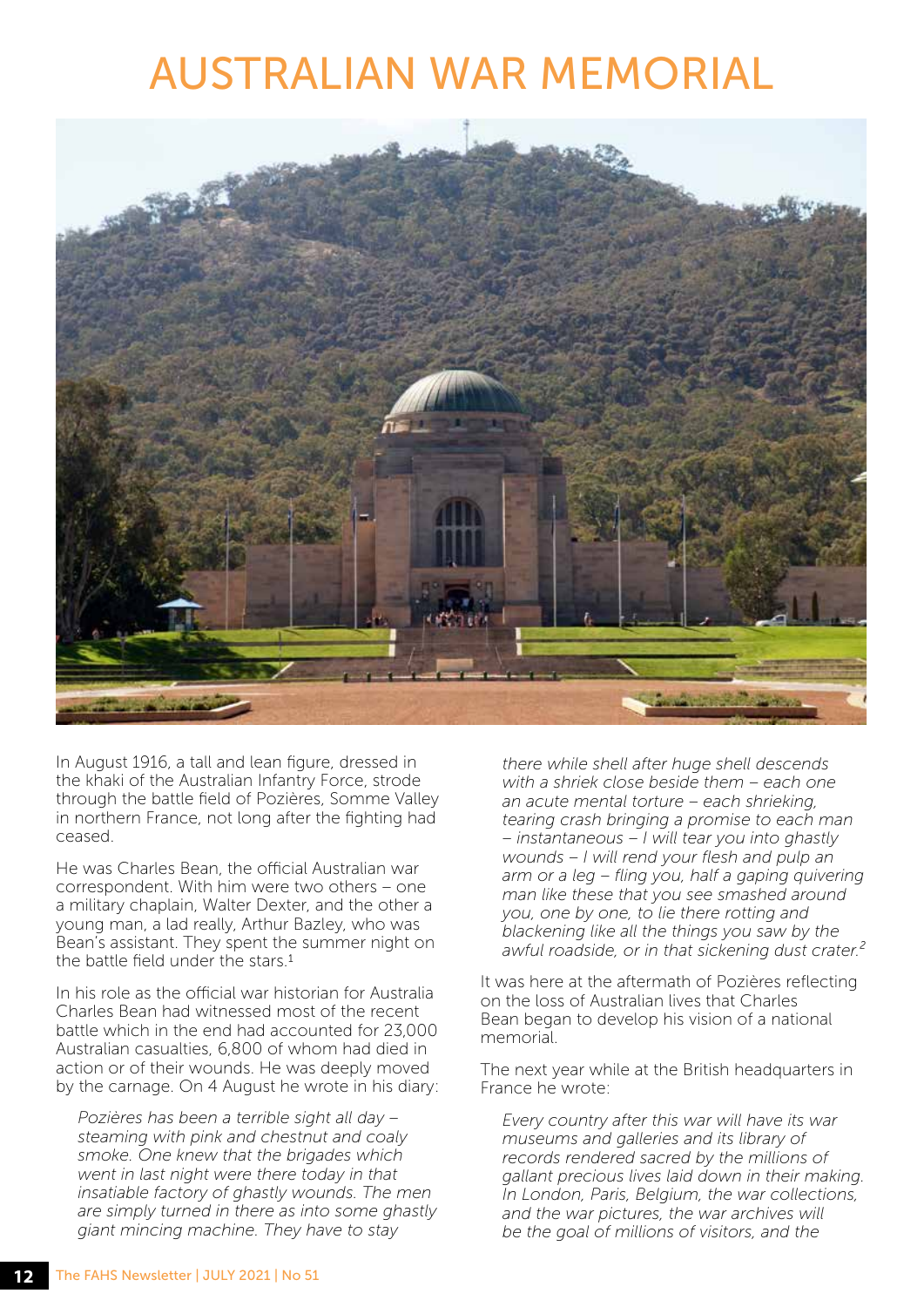# AUSTRALIAN WAR MEMORIAL

In August 1916, a tall and lean figure, dressed in the khaki of the Australian Infantry Force, strode through the battle field of Pozières, Somme Valley in northern France, not long after the fighting had ceased.

He was Charles Bean, the official Australian war correspondent. With him were two others – one a military chaplain, Walter Dexter, and the other a young man, a lad really, Arthur Bazley, who was Bean's assistant. They spent the summer night on the battle field under the stars.[1]

In his role as the official war historian for Australia Charles Bean had witnessed most of the recent battle which in the end had accounted for 23,000 Australian casualties, 6,800 of whom had died in action or of their wounds. He was deeply moved by the carnage. On 4 August he wrote in his diary:

> *Pozières has been a terrible sight all day – steaming with pink and chestnut and coaly smoke. One knew that the brigades which went in last night were there today in that insatiable factory of ghastly wounds. The men are simply turned in there as into some ghastly giant mincing machine. They have to stay there while shell after huge shell descends with a shriek close beside them – each one an acute mental torture – each shrieking, tearing crash bringing a promise to each man – instantaneous – I will tear you into ghastly wounds – I will rend your flesh and pulp an arm or a leg – fling you, half a gaping quivering man like these that you see smashed around you, one by one, to lie there rotting and blackening like all the things you saw by the awful roadside, or in that sickening dust crater.*[2]

It was here at the aftermath of Pozières reflecting on the loss of Australian lives that Charles Bean began to develop his vision of a national memorial.

The next year while at the British headquarters in France he wrote:

> *Every country after this war will have its war museums and galleries and its library of records rendered sacred by the millions of gallant precious lives laid down in their making. In London, Paris, Belgium, the war collections, and the war pictures, the war archives will be the goal of millions of visitors, and the*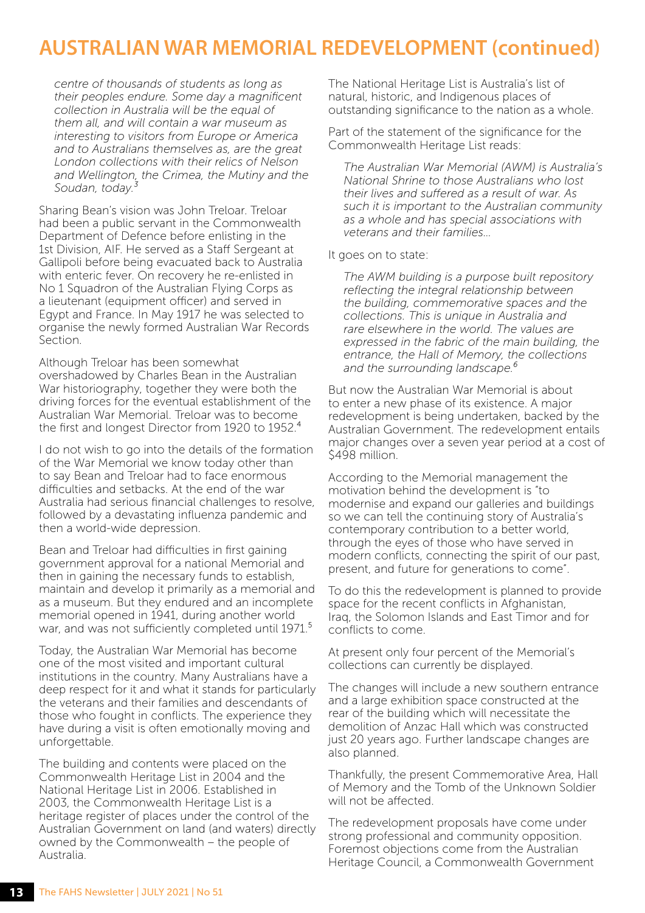# AUSTRALIAN WAR MEMORIAL REDEVELOPMENT (continued)

> *centre of thousands of students as long as their peoples endure. Some day a magnificent collection in Australia will be the equal of them all, and will contain a war museum as interesting to visitors from Europe or America and to Australians themselves as, are the great London collections with their relics of Nelson and Wellington, the Crimea, the Mutiny and the Soudan, today.*[3]

Sharing Bean's vision was John Treloar. Treloar had been a public servant in the Commonwealth Department of Defence before enlisting in the 1st Division, AIF. He served as a Staff Sergeant at Gallipoli before being evacuated back to Australia with enteric fever. On recovery he re-enlisted in No 1 Squadron of the Australian Flying Corps as a lieutenant (equipment officer) and served in Egypt and France. In May 1917 he was selected to organise the newly formed Australian War Records Section.

Although Treloar has been somewhat overshadowed by Charles Bean in the Australian War historiography, together they were both the driving forces for the eventual establishment of the Australian War Memorial. Treloar was to become the first and longest Director from 1920 to 1952.[4]

I do not wish to go into the details of the formation of the War Memorial we know today other than to say Bean and Treloar had to face enormous difficulties and setbacks. At the end of the war Australia had serious financial challenges to resolve, followed by a devastating influenza pandemic and then a world-wide depression.

Bean and Treloar had difficulties in first gaining government approval for a national Memorial and then in gaining the necessary funds to establish, maintain and develop it primarily as a memorial and as a museum. But they endured and an incomplete memorial opened in 1941, during another world war, and was not sufficiently completed until 1971.[5]

Today, the Australian War Memorial has become one of the most visited and important cultural institutions in the country. Many Australians have a deep respect for it and what it stands for particularly the veterans and their families and descendants of those who fought in conflicts. The experience they have during a visit is often emotionally moving and unforgettable.

The building and contents were placed on the Commonwealth Heritage List in 2004 and the National Heritage List in 2006. Established in 2003, the Commonwealth Heritage List is a heritage register of places under the control of the Australian Government on land (and waters) directly owned by the Commonwealth – the people of Australia.

The National Heritage List is Australia's list of natural, historic, and Indigenous places of outstanding significance to the nation as a whole.

Part of the statement of the significance for the Commonwealth Heritage List reads:

> *The Australian War Memorial (AWM) is Australia's National Shrine to those Australians who lost their lives and suffered as a result of war. As such it is important to the Australian community as a whole and has special associations with veterans and their families...*

It goes on to state:

> *The AWM building is a purpose built repository reflecting the integral relationship between the building, commemorative spaces and the collections. This is unique in Australia and rare elsewhere in the world. The values are expressed in the fabric of the main building, the entrance, the Hall of Memory, the collections and the surrounding landscape.*[6]

But now the Australian War Memorial is about to enter a new phase of its existence. A major redevelopment is being undertaken, backed by the Australian Government. The redevelopment entails major changes over a seven year period at a cost of $498 million.

According to the Memorial management the motivation behind the development is "to modernise and expand our galleries and buildings so we can tell the continuing story of Australia's contemporary contribution to a better world, through the eyes of those who have served in modern conflicts, connecting the spirit of our past, present, and future for generations to come".

To do this the redevelopment is planned to provide space for the recent conflicts in Afghanistan, Iraq, the Solomon Islands and East Timor and for conflicts to come.

At present only four percent of the Memorial's collections can currently be displayed.

The changes will include a new southern entrance and a large exhibition space constructed at the rear of the building which will necessitate the demolition of Anzac Hall which was constructed just 20 years ago. Further landscape changes are also planned.

Thankfully, the present Commemorative Area, Hall of Memory and the Tomb of the Unknown Soldier will not be affected.

The redevelopment proposals have come under strong professional and community opposition. Foremost objections come from the Australian Heritage Council, a Commonwealth Government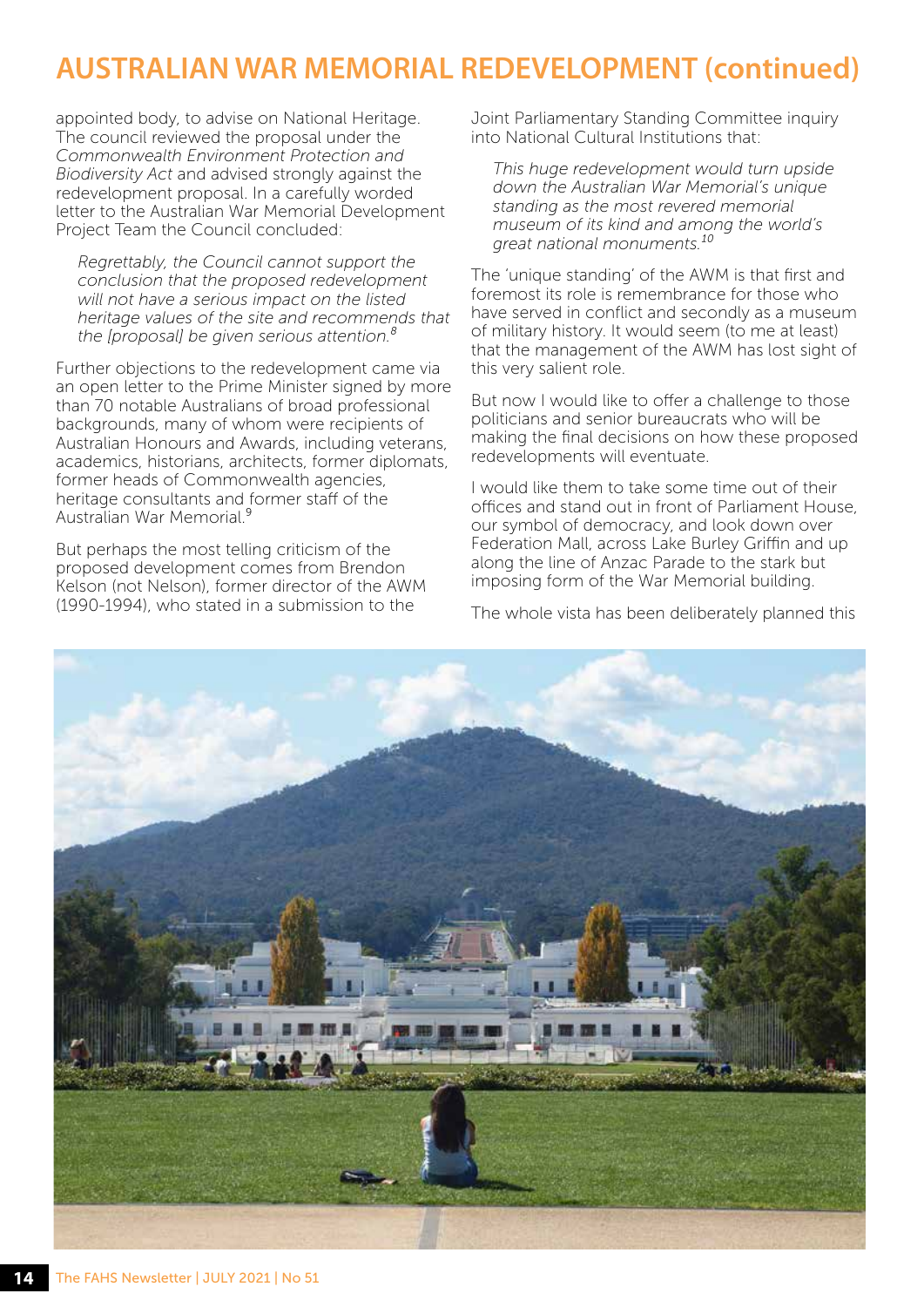# AUSTRALIAN WAR MEMORIAL REDEVELOPMENT (continued)

appointed body, to advise on National Heritage. The council reviewed the proposal under the *Commonwealth Environment Protection and Biodiversity Act* and advised strongly against the redevelopment proposal. In a carefully worded letter to the Australian War Memorial Development Project Team the Council concluded:

> *Regrettably, the Council cannot support the conclusion that the proposed redevelopment will not have a serious impact on the listed heritage values of the site and recommends that the [proposal] be given serious attention.*[8]

Further objections to the redevelopment came via an open letter to the Prime Minister signed by more than 70 notable Australians of broad professional backgrounds, many of whom were recipients of Australian Honours and Awards, including veterans, academics, historians, architects, former diplomats, former heads of Commonwealth agencies, heritage consultants and former staff of the Australian War Memorial.[9]

But perhaps the most telling criticism of the proposed development comes from Brendon Kelson (not Nelson), former director of the AWM (1990-1994), who stated in a submission to the Joint Parliamentary Standing Committee inquiry into National Cultural Institutions that:

> *This huge redevelopment would turn upside down the Australian War Memorial's unique standing as the most revered memorial museum of its kind and among the world's great national monuments.*[10]

The 'unique standing' of the AWM is that first and foremost its role is remembrance for those who have served in conflict and secondly as a museum of military history. It would seem (to me at least) that the management of the AWM has lost sight of this very salient role.

But now I would like to offer a challenge to those politicians and senior bureaucrats who will be making the final decisions on how these proposed redevelopments will eventuate.

I would like them to take some time out of their offices and stand out in front of Parliament House, our symbol of democracy, and look down over Federation Mall, across Lake Burley Griffin and up along the line of Anzac Parade to the stark but imposing form of the War Memorial building.

The whole vista has been deliberately planned this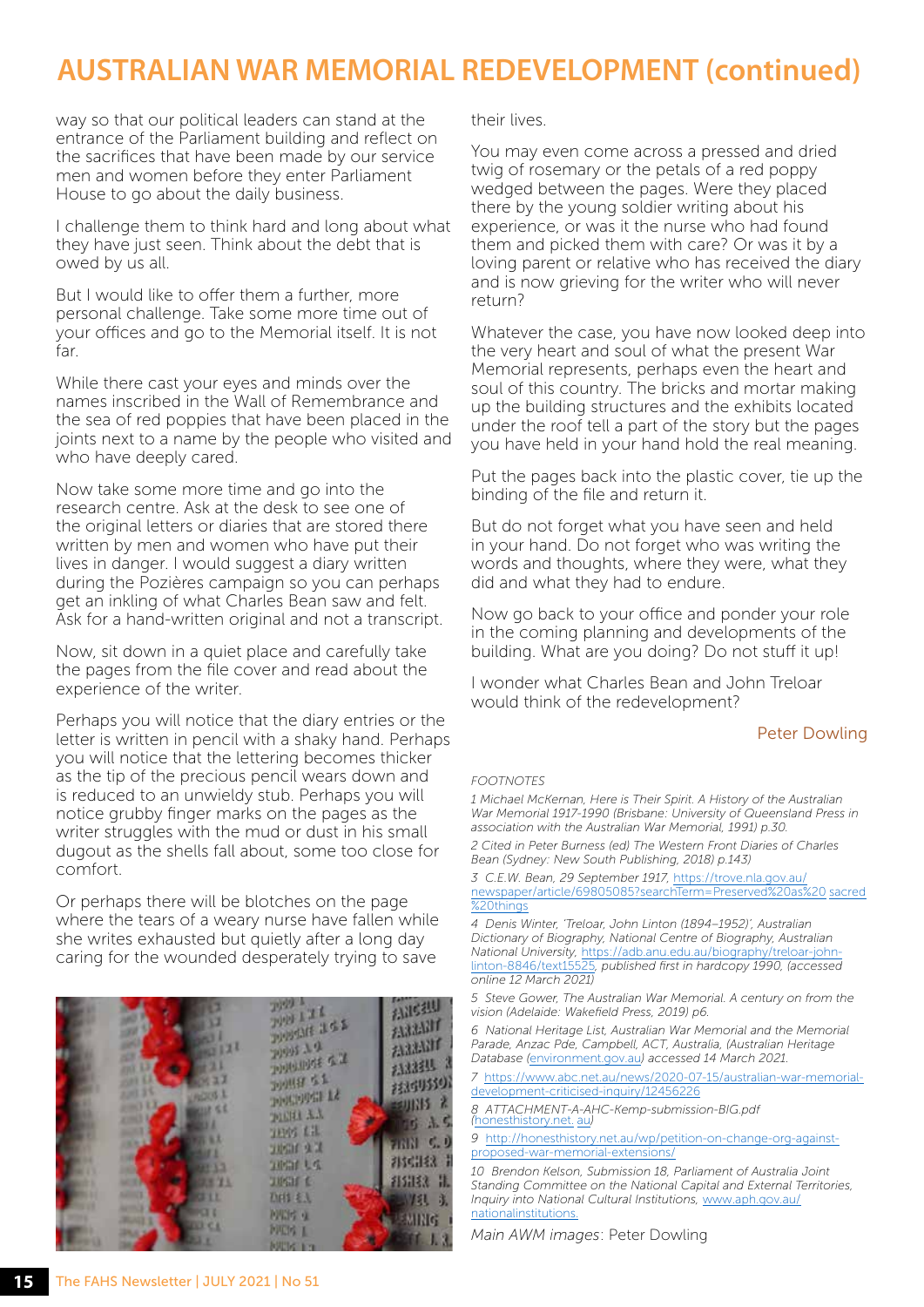# AUSTRALIAN WAR MEMORIAL REDEVELOPMENT (continued)

way so that our political leaders can stand at the entrance of the Parliament building and reflect on the sacrifices that have been made by our service men and women before they enter Parliament House to go about the daily business.

I challenge them to think hard and long about what they have just seen. Think about the debt that is owed by us all.

But I would like to offer them a further, more personal challenge. Take some more time out of your offices and go to the Memorial itself. It is not far.

While there cast your eyes and minds over the names inscribed in the Wall of Remembrance and the sea of red poppies that have been placed in the joints next to a name by the people who visited and who have deeply cared.

Now take some more time and go into the research centre. Ask at the desk to see one of the original letters or diaries that are stored there written by men and women who have put their lives in danger. I would suggest a diary written during the Pozières campaign so you can perhaps get an inkling of what Charles Bean saw and felt. Ask for a hand-written original and not a transcript.

Now, sit down in a quiet place and carefully take the pages from the file cover and read about the experience of the writer.

Perhaps you will notice that the diary entries or the letter is written in pencil with a shaky hand. Perhaps you will notice that the lettering becomes thicker as the tip of the precious pencil wears down and is reduced to an unwieldy stub. Perhaps you will notice grubby finger marks on the pages as the writer struggles with the mud or dust in his small dugout as the shells fall about, some too close for comfort.

Or perhaps there will be blotches on the page where the tears of a weary nurse have fallen while she writes exhausted but quietly after a long day caring for the wounded desperately trying to save their lives.

You may even come across a pressed and dried twig of rosemary or the petals of a red poppy wedged between the pages. Were they placed there by the young soldier writing about his experience, or was it the nurse who had found them and picked them with care? Or was it by a loving parent or relative who has received the diary and is now grieving for the writer who will never return?

Whatever the case, you have now looked deep into the very heart and soul of what the present War Memorial represents, perhaps even the heart and soul of this country. The bricks and mortar making up the building structures and the exhibits located under the roof tell a part of the story but the pages you have held in your hand hold the real meaning.

Put the pages back into the plastic cover, tie up the binding of the file and return it.

But do not forget what you have seen and held in your hand. Do not forget who was writing the words and thoughts, where they were, what they did and what they had to endure.

Now go back to your office and ponder your role in the coming planning and developments of the building. What are you doing? Do not stuff it up!

I wonder what Charles Bean and John Treloar would think of the redevelopment?

Peter Dowling

*FOOTNOTES*

*1 Michael McKernan, Here is Their Spirit. A History of the Australian War Memorial 1917-1990 (Brisbane: University of Queensland Press in association with the Australian War Memorial, 1991) p.30.*

*2 Cited in Peter Burness (ed) The Western Front Diaries of Charles Bean (Sydney: New South Publishing, 2018) p.143)*

*3 C.E.W. Bean, 29 September 1917, https://trove.nla.gov.au/newspaper/article/69805085?searchTerm=Preserved%20as%20 sacred %20things*

*4 Denis Winter, 'Treloar, John Linton (1894–1952)', Australian Dictionary of Biography, National Centre of Biography, Australian National University, https://adb.anu.edu.au/biography/treloar-john-linton-8846/text15525, published first in hardcopy 1990, (accessed online 12 March 2021)*

*5 Steve Gower, The Australian War Memorial. A century on from the vision (Adelaide: Wakefield Press, 2019) p6.*

*6 National Heritage List, Australian War Memorial and the Memorial Parade, Anzac Pde, Campbell, ACT, Australia, (Australian Heritage Database (environment.gov.au) accessed 14 March 2021.*

*7 https://www.abc.net.au/news/2020-07-15/australian-war-memorial-development-criticised-inquiry/12456226*

*8 ATTACHMENT-A-AHC-Kemp-submission-BIG.pdf (honesthistory.net. au)*

*9 http://honesthistory.net.au/wp/petition-on-change-org-against-proposed-war-memorial-extensions/*

*10 Brendon Kelson, Submission 18, Parliament of Australia Joint Standing Committee on the National Capital and External Territories, Inquiry into National Cultural Institutions, www.aph.gov.au/nationalinstitutions.*

*Main AWM images*: Peter Dowling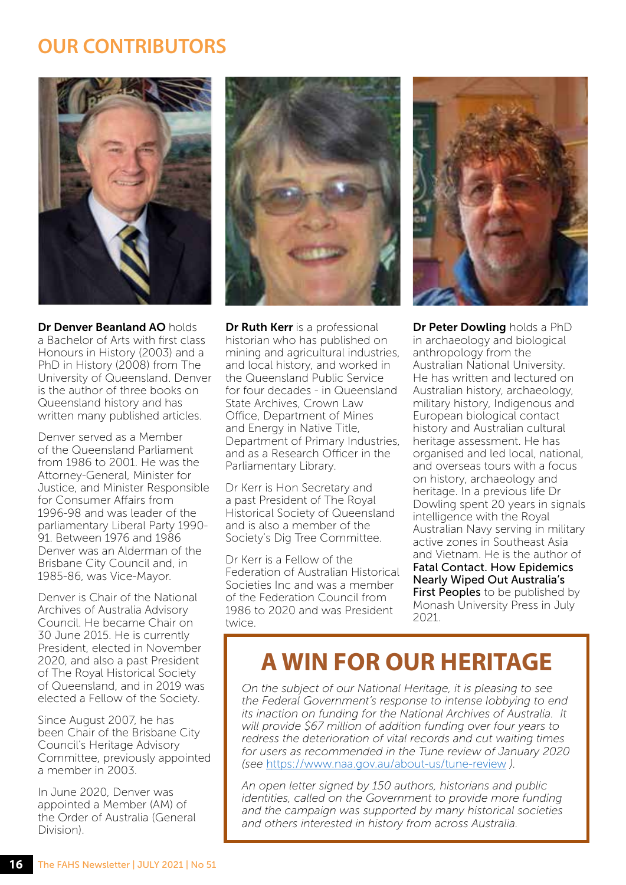# OUR CONTRIBUTORS

**Dr Denver Beanland AO** holds a Bachelor of Arts with first class Honours in History (2003) and a PhD in History (2008) from The University of Queensland. Denver is the author of three books on Queensland history and has written many published articles.

Denver served as a Member of the Queensland Parliament from 1986 to 2001. He was the Attorney-General, Minister for Justice, and Minister Responsible for Consumer Affairs from 1996-98 and was leader of the parliamentary Liberal Party 1990-91. Between 1976 and 1986 Denver was an Alderman of the Brisbane City Council and, in 1985-86, was Vice-Mayor.

Denver is Chair of the National Archives of Australia Advisory Council. He became Chair on 30 June 2015. He is currently President, elected in November 2020, and also a past President of The Royal Historical Society of Queensland, and in 2019 was elected a Fellow of the Society.

Since August 2007, he has been Chair of the Brisbane City Council's Heritage Advisory Committee, previously appointed a member in 2003.

In June 2020, Denver was appointed a Member (AM) of the Order of Australia (General Division).

**Dr Ruth Kerr** is a professional historian who has published on mining and agricultural industries, and local history, and worked in the Queensland Public Service for four decades - in Queensland State Archives, Crown Law Office, Department of Mines and Energy in Native Title, Department of Primary Industries, and as a Research Officer in the Parliamentary Library.

Dr Kerr is Hon Secretary and a past President of The Royal Historical Society of Queensland and is also a member of the Society's Dig Tree Committee.

Dr Kerr is a Fellow of the Federation of Australian Historical Societies Inc and was a member of the Federation Council from 1986 to 2020 and was President twice.

**Dr Peter Dowling** holds a PhD in archaeology and biological anthropology from the Australian National University. He has written and lectured on Australian history, archaeology, military history, Indigenous and European biological contact history and Australian cultural heritage assessment. He has organised and led local, national, and overseas tours with a focus on history, archaeology and heritage. In a previous life Dr Dowling spent 20 years in signals intelligence with the Royal Australian Navy serving in military active zones in Southeast Asia and Vietnam. He is the author of **Fatal Contact. How Epidemics Nearly Wiped Out Australia's First Peoples** to be published by Monash University Press in July 2021.

## A WIN FOR OUR HERITAGE

*On the subject of our National Heritage, it is pleasing to see the Federal Government's response to intense lobbying to end its inaction on funding for the National Archives of Australia. It will provide $67 million of addition funding over four years to redress the deterioration of vital records and cut waiting times for users as recommended in the Tune review of January 2020 (see https://www.naa.gov.au/about-us/tune-review ).*

*An open letter signed by 150 authors, historians and public identities, called on the Government to provide more funding and the campaign was supported by many historical societies and others interested in history from across Australia.*